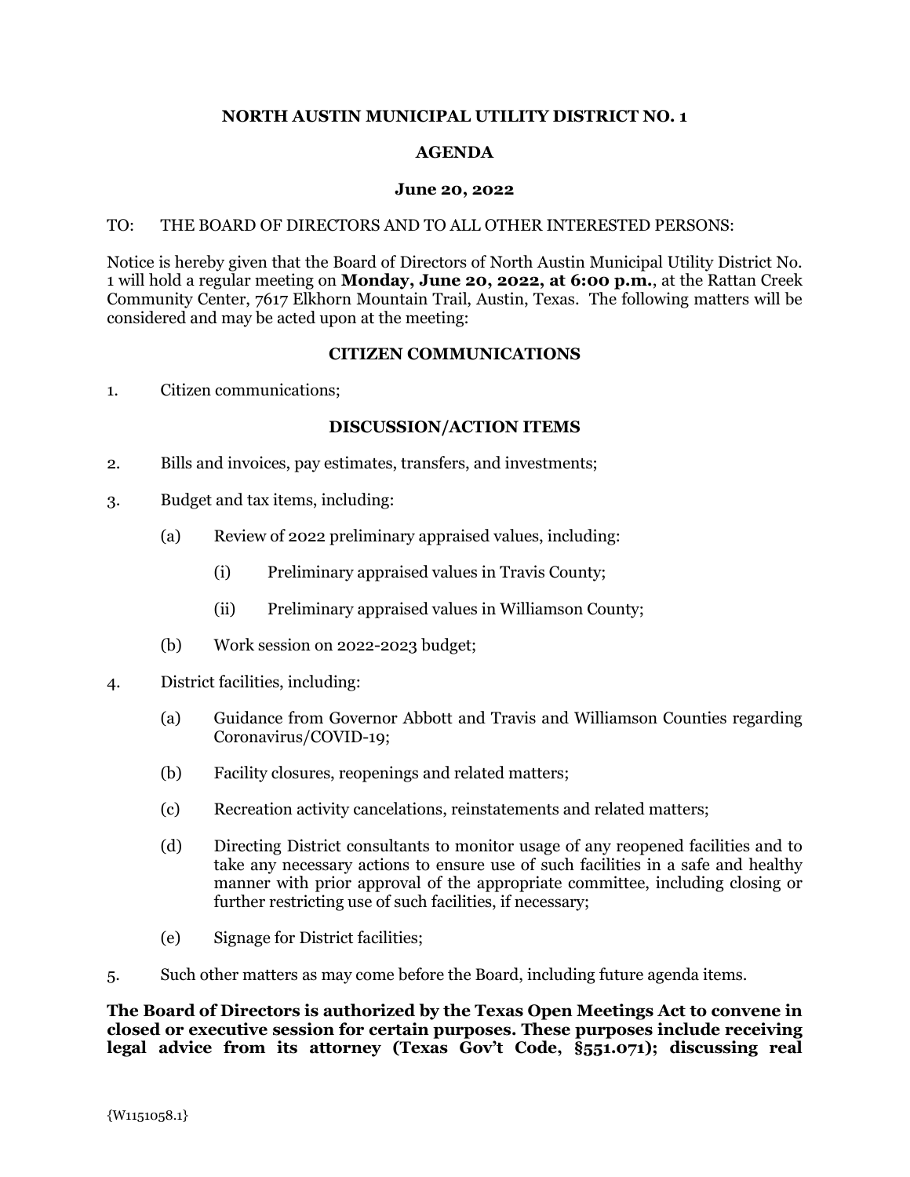# NORTH AUSTIN MUNICIPAL UTILITY DISTRICT NO. 1

## AGENDA

### June 20, 2022

TO: THE BOARD OF DIRECTORS AND TO ALL OTHER INTERESTED PERSONS:

Notice is hereby given that the Board of Directors of North Austin Municipal Utility District No. 1 will hold a regular meeting on **Monday, June 20, 2022, at 6:00 p.m.**, at the Rattan Creek Community Center, 7617 Elkhorn Mountain Trail, Austin, Texas. The following matters will be considered and may be acted upon at the meeting:

### CITIZEN COMMUNICATIONS

1. Citizen communications;

### DISCUSSION/ACTION ITEMS

2. Bills and invoices, pay estimates, transfers, and investments;

3. Budget and tax items, including:

   (a) Review of 2022 preliminary appraised values, including:

      (i) Preliminary appraised values in Travis County;

      (ii) Preliminary appraised values in Williamson County;

   (b) Work session on 2022-2023 budget;

4. District facilities, including:

   (a) Guidance from Governor Abbott and Travis and Williamson Counties regarding Coronavirus/COVID-19;

   (b) Facility closures, reopenings and related matters;

   (c) Recreation activity cancelations, reinstatements and related matters;

   (d) Directing District consultants to monitor usage of any reopened facilities and to take any necessary actions to ensure use of such facilities in a safe and healthy manner with prior approval of the appropriate committee, including closing or further restricting use of such facilities, if necessary;

   (e) Signage for District facilities;

5. Such other matters as may come before the Board, including future agenda items.

**The Board of Directors is authorized by the Texas Open Meetings Act to convene in closed or executive session for certain purposes. These purposes include receiving legal advice from its attorney (Texas Gov't Code, §551.071); discussing real**

{W1151058.1}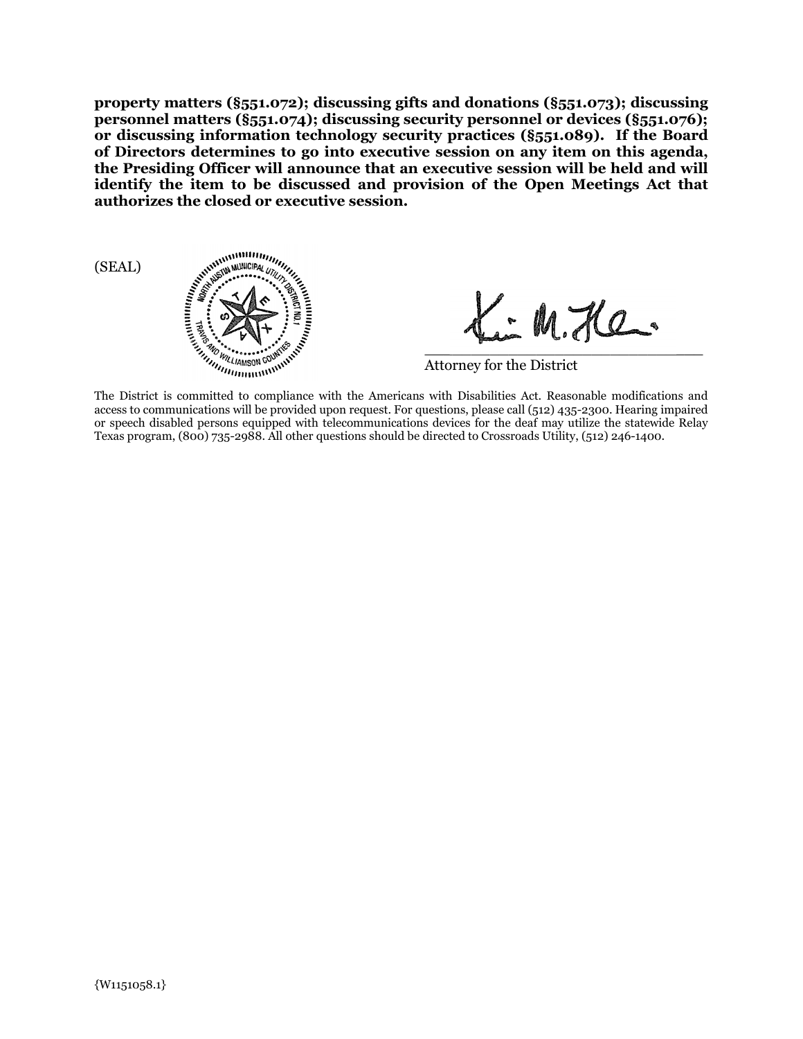**property matters (§551.072); discussing gifts and donations (§551.073); discussing personnel matters (§551.074); discussing security personnel or devices (§551.076); or discussing information technology security practices (§551.089). If the Board of Directors determines to go into executive session on any item on this agenda, the Presiding Officer will announce that an executive session will be held and will identify the item to be discussed and provision of the Open Meetings Act that authorizes the closed or executive session.**

(SEAL)

Attorney for the District

The District is committed to compliance with the Americans with Disabilities Act. Reasonable modifications and access to communications will be provided upon request. For questions, please call (512) 435-2300. Hearing impaired or speech disabled persons equipped with telecommunications devices for the deaf may utilize the statewide Relay Texas program, (800) 735-2988. All other questions should be directed to Crossroads Utility, (512) 246-1400.

{W1151058.1}